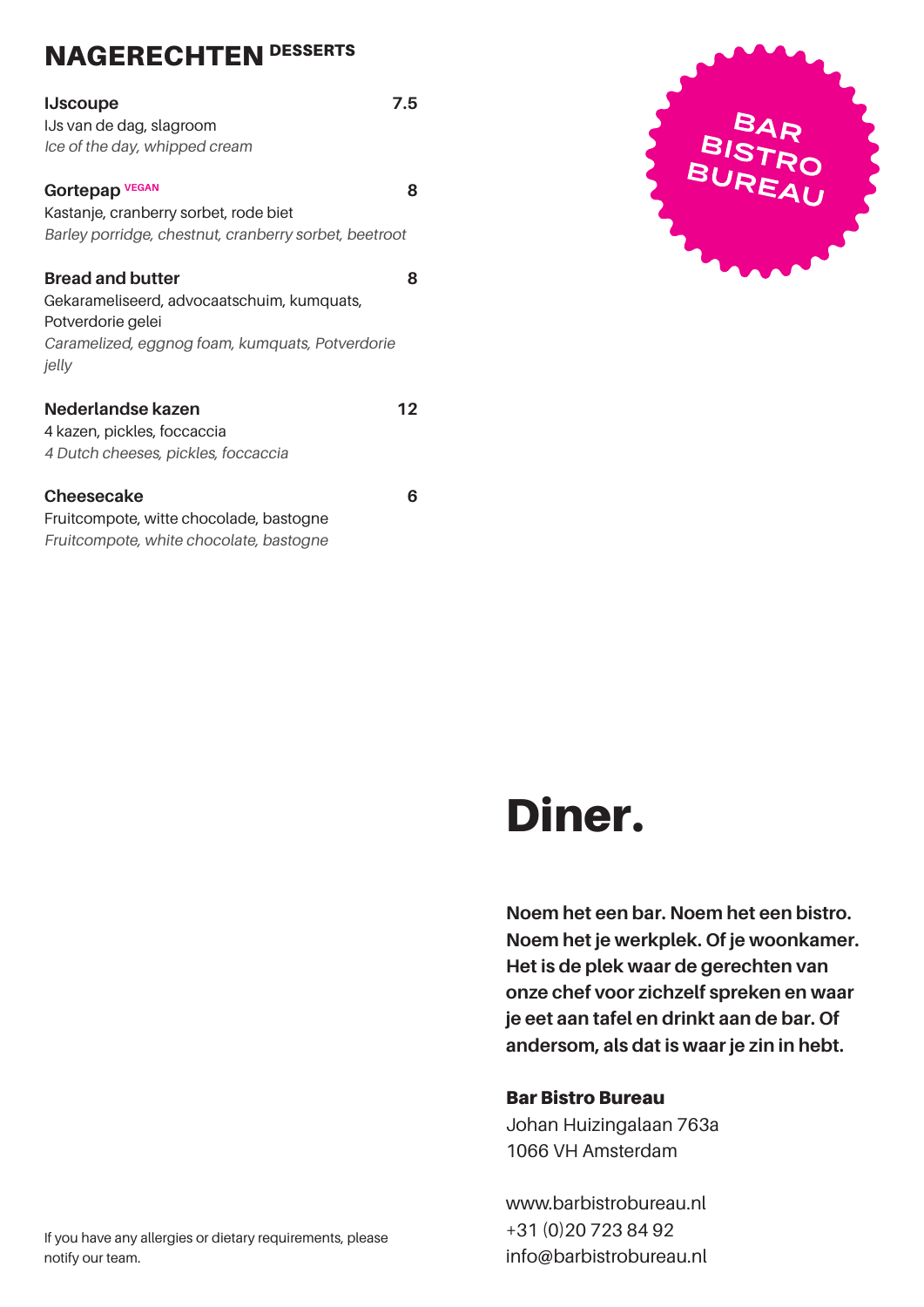## NAGERECHTEN DESSERTS

**IJscoupe** — 7.5
IJs van de dag, slagroom
*Ice of the day, whipped cream*

**Gortepap** VEGAN — 8
Kastanje, cranberry sorbet, rode biet
*Barley porridge, chestnut, cranberry sorbet, beetroot*

**Bread and butter** — 8
Gekarameliseerd, advocaatschuim, kumquats, Potverdorie gelei
*Caramelized, eggnog foam, kumquats, Potverdorie jelly*

**Nederlandse kazen** — 12
4 kazen, pickles, foccaccia
*4 Dutch cheeses, pickles, foccaccia*

**Cheesecake** — 6
Fruitcompote, witte chocolade, bastogne
*Fruitcompote, white chocolate, bastogne*

If you have any allergies or dietary requirements, please notify our team.

BAR BISTRO BUREAU

# Diner.

**Noem het een bar. Noem het een bistro. Noem het je werkplek. Of je woonkamer. Het is de plek waar de gerechten van onze chef voor zichzelf spreken en waar je eet aan tafel en drinkt aan de bar. Of andersom, als dat is waar je zin in hebt.**

**Bar Bistro Bureau**
Johan Huizingalaan 763a
1066 VH Amsterdam

www.barbistrobureau.nl
+31 (0)20 723 84 92
info@barbistrobureau.nl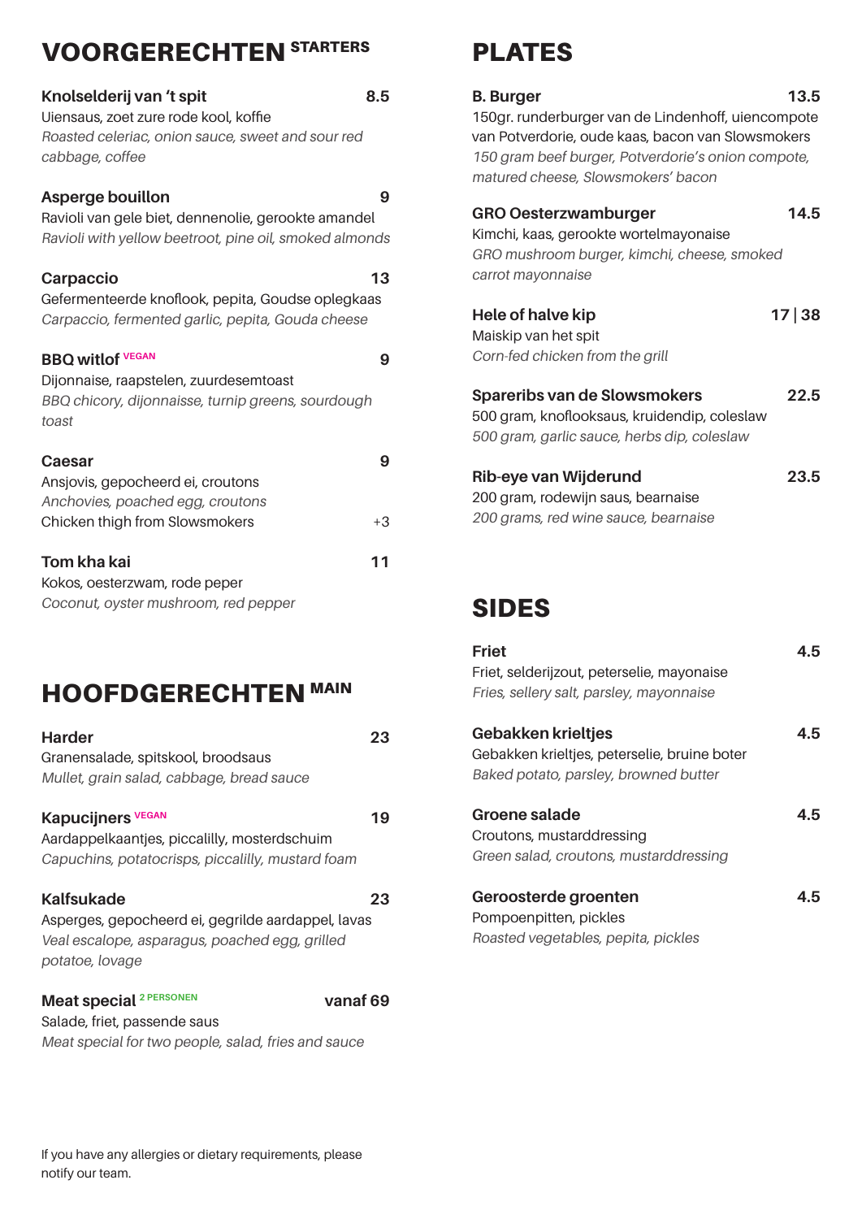# VOORGERECHTEN STARTERS

**Knolselderij van 't spit** **8.5**
Uiensaus, zoet zure rode kool, koffie
*Roasted celeriac, onion sauce, sweet and sour red cabbage, coffee*

**Asperge bouillon** **9**
Ravioli van gele biet, dennenolie, gerookte amandel
*Ravioli with yellow beetroot, pine oil, smoked almonds*

**Carpaccio** **13**
Gefermenteerde knoflook, pepita, Goudse oplegkaas
*Carpaccio, fermented garlic, pepita, Gouda cheese*

**BBQ witlof** VEGAN **9**
Dijonnaise, raapstelen, zuurdesemtoast
*BBQ chicory, dijonnaisse, turnip greens, sourdough toast*

**Caesar** **9**
Ansjovis, gepocheerd ei, croutons
*Anchovies, poached egg, croutons*
Chicken thigh from Slowsmokers +3

**Tom kha kai** **11**
Kokos, oesterzwam, rode peper
*Coconut, oyster mushroom, red pepper*

# HOOFDGERECHTEN MAIN

**Harder** **23**
Granensalade, spitskool, broodsaus
*Mullet, grain salad, cabbage, bread sauce*

**Kapucijners** VEGAN **19**
Aardappelkaantjes, piccalilly, mosterdschuim
*Capuchins, potatocrisps, piccalilly, mustard foam*

**Kalfsukade** **23**
Asperges, gepocheerd ei, gegrilde aardappel, lavas
*Veal escalope, asparagus, poached egg, grilled potatoe, lovage*

**Meat special** 2 PERSONEN **vanaf 69**
Salade, friet, passende saus
*Meat special for two people, salad, fries and sauce*

If you have any allergies or dietary requirements, please notify our team.

# PLATES

**B. Burger** **13.5**
150gr. runderburger van de Lindenhoff, uiencompote van Potverdorie, oude kaas, bacon van Slowsmokers
*150 gram beef burger, Potverdorie's onion compote, matured cheese, Slowsmokers' bacon*

**GRO Oesterzwamburger** **14.5**
Kimchi, kaas, gerookte wortelmayonaise
*GRO mushroom burger, kimchi, cheese, smoked carrot mayonnaise*

**Hele of halve kip** **17 | 38**
Maiskip van het spit
*Corn-fed chicken from the grill*

**Spareribs van de Slowsmokers** **22.5**
500 gram, knoflooksaus, kruidendip, coleslaw
*500 gram, garlic sauce, herbs dip, coleslaw*

**Rib-eye van Wijderund** **23.5**
200 gram, rodewijn saus, bearnaise
*200 grams, red wine sauce, bearnaise*

# SIDES

**Friet** **4.5**
Friet, selderijzout, peterselie, mayonaise
*Fries, sellery salt, parsley, mayonnaise*

**Gebakken krieltjes** **4.5**
Gebakken krieltjes, peterselie, bruine boter
*Baked potato, parsley, browned butter*

**Groene salade** **4.5**
Croutons, mustarddressing
*Green salad, croutons, mustarddressing*

**Geroosterde groenten** **4.5**
Pompoenpitten, pickles
*Roasted vegetables, pepita, pickles*